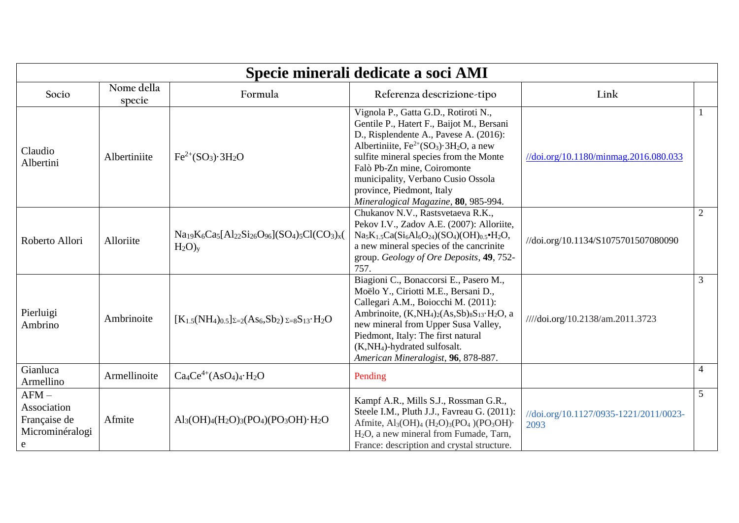# Specie minerali dedicate a soci AMI

| Socio | Nome della specie | Formula | Referenza descrizione-tipo | Link | |
|---|---|---|---|---|---|
| Claudio Albertini | Albertiniite | $Fe^{2+}(SO_3)\cdot 3H_2O$ | Vignola P., Gatta G.D., Rotiroti N., Gentile P., Hatert F., Baijot M., Bersani D., Risplendente A., Pavese A. (2016): Albertiniite, $Fe^{2+}(SO_3)\cdot 3H_2O$, a new sulfite mineral species from the Monte Falò Pb-Zn mine, Coiromonte municipality, Verbano Cusio Ossola province, Piedmont, Italy *Mineralogical Magazine*, **80**, 985-994. | //doi.org/10.1180/minmag.2016.080.033 | 1 |
| Roberto Allori | Alloriite | $Na_{19}K_6Ca_5[Al_{22}Si_{26}O_{96}](SO_4)_5Cl(CO_3)_x(H_2O)_y$ | Chukanov N.V., Rastsvetaeva R.K., Pekov I.V., Zadov A.E. (2007): Alloriite, $Na_5K_{1.5}Ca(Si_6Al_6O_{24})(SO_4)(OH)_{0.5}\bullet H_2O$, a new mineral species of the cancrinite group. *Geology of Ore Deposits*, **49**, 752-757. | //doi.org/10.1134/S1075701507080090 | 2 |
| Pierluigi Ambrino | Ambrinoite | $[K_{1.5}(NH_4)_{0.5}]_{\Sigma=2}(As_6,Sb_2)_{\Sigma=8}S_{13}\cdot H_2O$ | Biagioni C., Bonaccorsi E., Pasero M., Moëlo Y., Ciriotti M.E., Bersani D., Callegari A.M., Boiocchi M. (2011): Ambrinoite, $(K,NH_4)_2(As,Sb)_8S_{13}\cdot H_2O$, a new mineral from Upper Susa Valley, Piedmont, Italy: The first natural $(K,NH_4)$-hydrated sulfosalt. *American Mineralogist*, **96**, 878-887. | ////doi.org/10.2138/am.2011.3723 | 3 |
| Gianluca Armellino | Armellinoite | $Ca_4Ce^{4+}(AsO_4)_4\cdot H_2O$ | Pending | | 4 |
| AFM – Association Française de Microminéralogie | Afmite | $Al_3(OH)_4(H_2O)_3(PO_4)(PO_3OH)\cdot H_2O$ | Kampf A.R., Mills S.J., Rossman G.R., Steele I.M., Pluth J.J., Favreau G. (2011): Afmite, $Al_3(OH)_4(H_2O)_3(PO_4)(PO_3OH)\cdot H_2O$, a new mineral from Fumade, Tarn, France: description and crystal structure. | //doi.org/10.1127/0935-1221/2011/0023-2093 | 5 |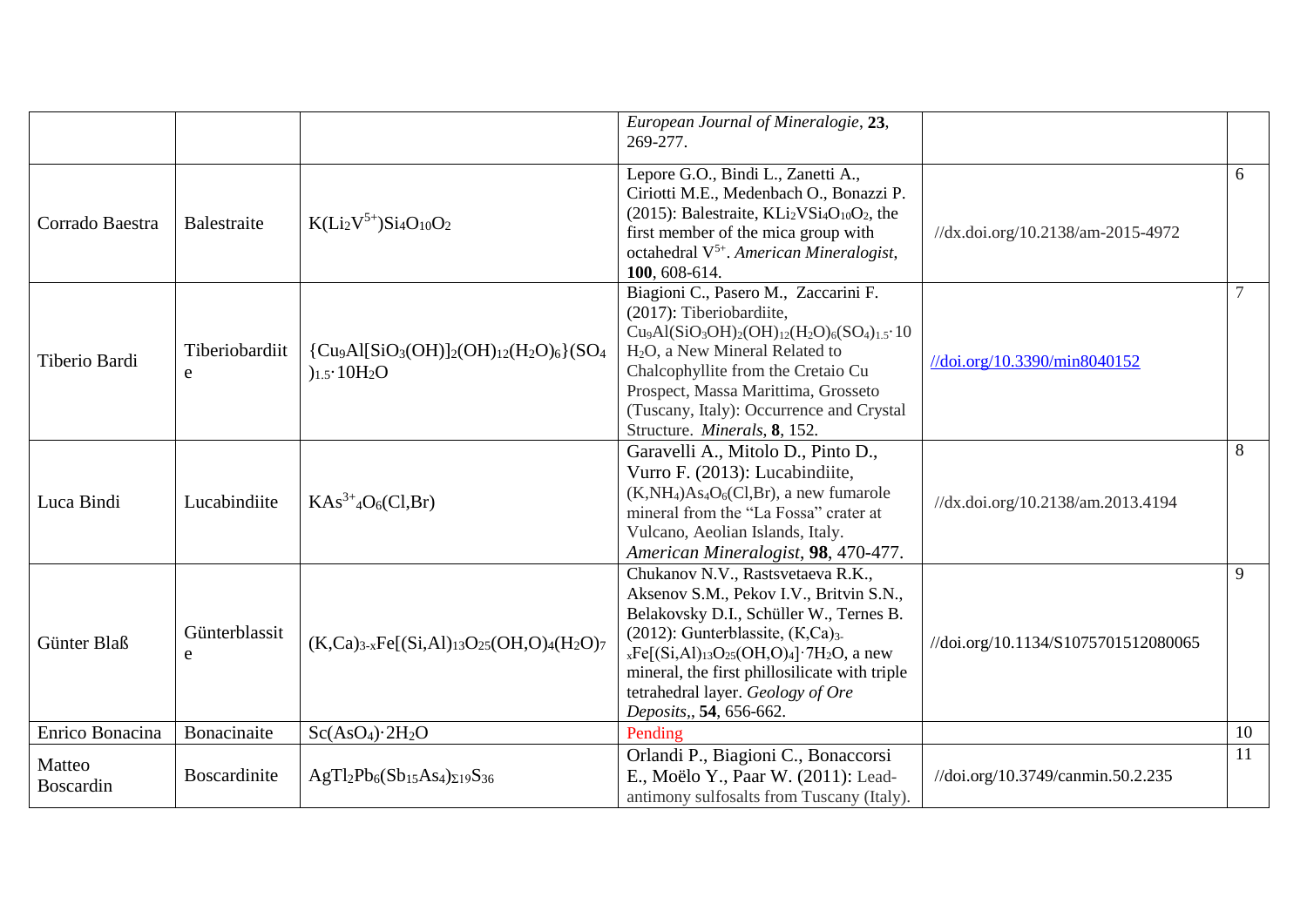| | | | | | |
|---|---|---|---|---|---|
| | | | *European Journal of Mineralogie*, **23**, 269-277. | | |
| Corrado Baestra | Balestraite | $K(Li_2V^{5+})Si_4O_{10}O_2$ | Lepore G.O., Bindi L., Zanetti A., Ciriotti M.E., Medenbach O., Bonazzi P. (2015): Balestraite, $KLi_2VSi_4O_{10}O_2$, the first member of the mica group with octahedral $V^{5+}$. *American Mineralogist*, **100**, 608-614. | //dx.doi.org/10.2138/am-2015-4972 | 6 |
| Tiberio Bardi | Tiberiobardiite | $\{Cu_9Al[SiO_3(OH)]_2(OH)_{12}(H_2O)_6\}(SO_4)_{1.5}\cdot 10H_2O$ | Biagioni C., Pasero M., Zaccarini F. (2017): Tiberiobardiite, $Cu_9Al(SiO_3OH)_2(OH)_{12}(H_2O)_6(SO_4)_{1.5}\cdot 10H_2O$, a New Mineral Related to Chalcophyllite from the Cretaio Cu Prospect, Massa Marittima, Grosseto (Tuscany, Italy): Occurrence and Crystal Structure. *Minerals*, **8**, 152. | //doi.org/10.3390/min8040152 | 7 |
| Luca Bindi | Lucabindiite | $KAs^{3+}{}_4O_6(Cl,Br)$ | Garavelli A., Mitolo D., Pinto D., Vurro F. (2013): Lucabindiite, $(K,NH_4)As_4O_6(Cl,Br)$, a new fumarole mineral from the "La Fossa" crater at Vulcano, Aeolian Islands, Italy. *American Mineralogist*, **98**, 470-477. | //dx.doi.org/10.2138/am.2013.4194 | 8 |
| Günter Blaß | Günterblassite | $(K,Ca)_{3-x}Fe[(Si,Al)_{13}O_{25}(OH,O)_4(H_2O)_7$ | Chukanov N.V., Rastsvetaeva R.K., Aksenov S.M., Pekov I.V., Britvin S.N., Belakovsky D.I., Schüller W., Ternes B. (2012): Gunterblassite, $(K,Ca)_{3-x}Fe[(Si,Al)_{13}O_{25}(OH,O)_4]\cdot 7H_2O$, a new mineral, the first phillosilicate with triple tetrahedral layer. *Geology of Ore Deposits*,, **54**, 656-662. | //doi.org/10.1134/S1075701512080065 | 9 |
| Enrico Bonacina | Bonacinaite | $Sc(AsO_4)\cdot 2H_2O$ | Pending | | 10 |
| Matteo Boscardin | Boscardinite | $AgTl_2Pb_6(Sb_{15}As_4)_{\Sigma 19}S_{36}$ | Orlandi P., Biagioni C., Bonaccorsi E., Moëlo Y., Paar W. (2011): Lead-antimony sulfosalts from Tuscany (Italy). | //doi.org/10.3749/canmin.50.2.235 | 11 |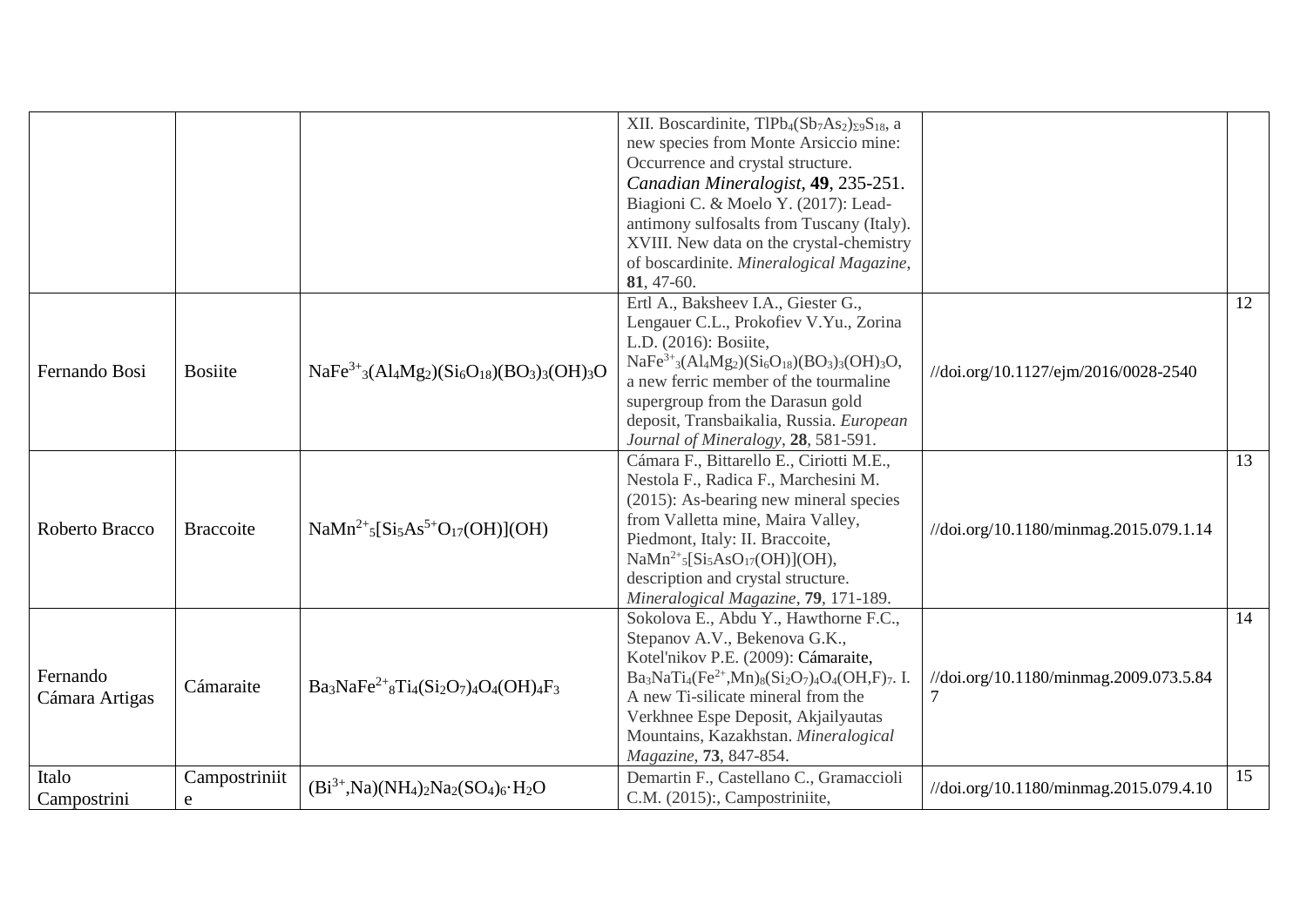| | | | | | |
|---|---|---|---|---|---|
| | | | XII. Boscardinite, $TlPb_4(Sb_7As_2)_{\Sigma 9}S_{18}$, a new species from Monte Arsiccio mine: Occurrence and crystal structure. *Canadian Mineralogist*, **49**, 235-251. Biagioni C. & Moelo Y. (2017): Lead-antimony sulfosalts from Tuscany (Italy). XVIII. New data on the crystal-chemistry of boscardinite. *Mineralogical Magazine*, **81**, 47-60. | | |
| Fernando Bosi | Bosiite | $NaFe^{3+}_3(Al_4Mg_2)(Si_6O_{18})(BO_3)_3(OH)_3O$ | Ertl A., Baksheev I.A., Giester G., Lengauer C.L., Prokofiev V.Yu., Zorina L.D. (2016): Bosiite, $NaFe^{3+}_3(Al_4Mg_2)(Si_6O_{18})(BO_3)_3(OH)_3O$, a new ferric member of the tourmaline supergroup from the Darasun gold deposit, Transbaikalia, Russia. *European Journal of Mineralogy*, **28**, 581-591. | //doi.org/10.1127/ejm/2016/0028-2540 | 12 |
| Roberto Bracco | Braccoite | $NaMn^{2+}_5[Si_5As^{5+}O_{17}(OH)](OH)$ | Cámara F., Bittarello E., Ciriotti M.E., Nestola F., Radica F., Marchesini M. (2015): As-bearing new mineral species from Valletta mine, Maira Valley, Piedmont, Italy: II. Braccoite, $NaMn^{2+}_5[Si_5AsO_{17}(OH)](OH)$, description and crystal structure. *Mineralogical Magazine*, **79**, 171-189. | //doi.org/10.1180/minmag.2015.079.1.14 | 13 |
| Fernando Cámara Artigas | Cámaraite | $Ba_3NaFe^{2+}_8Ti_4(Si_2O_7)_4O_4(OH)_4F_3$ | Sokolova E., Abdu Y., Hawthorne F.C., Stepanov A.V., Bekenova G.K., Kotel'nikov P.E. (2009): Cámaraite, $Ba_3NaTi_4(Fe^{2+},Mn)_8(Si_2O_7)_4O_4(OH,F)_7$. I. A new Ti-silicate mineral from the Verkhnee Espe Deposit, Akjailyautas Mountains, Kazakhstan. *Mineralogical Magazine*, **73**, 847-854. | //doi.org/10.1180/minmag.2009.073.5.847 | 14 |
| Italo Campostrini | Campostriniite | $(Bi^{3+},Na)(NH_4)_2Na_2(SO_4)_6 \cdot H_2O$ | Demartin F., Castellano C., Gramaccioli C.M. (2015):, Campostriniite, | //doi.org/10.1180/minmag.2015.079.4.10 | 15 |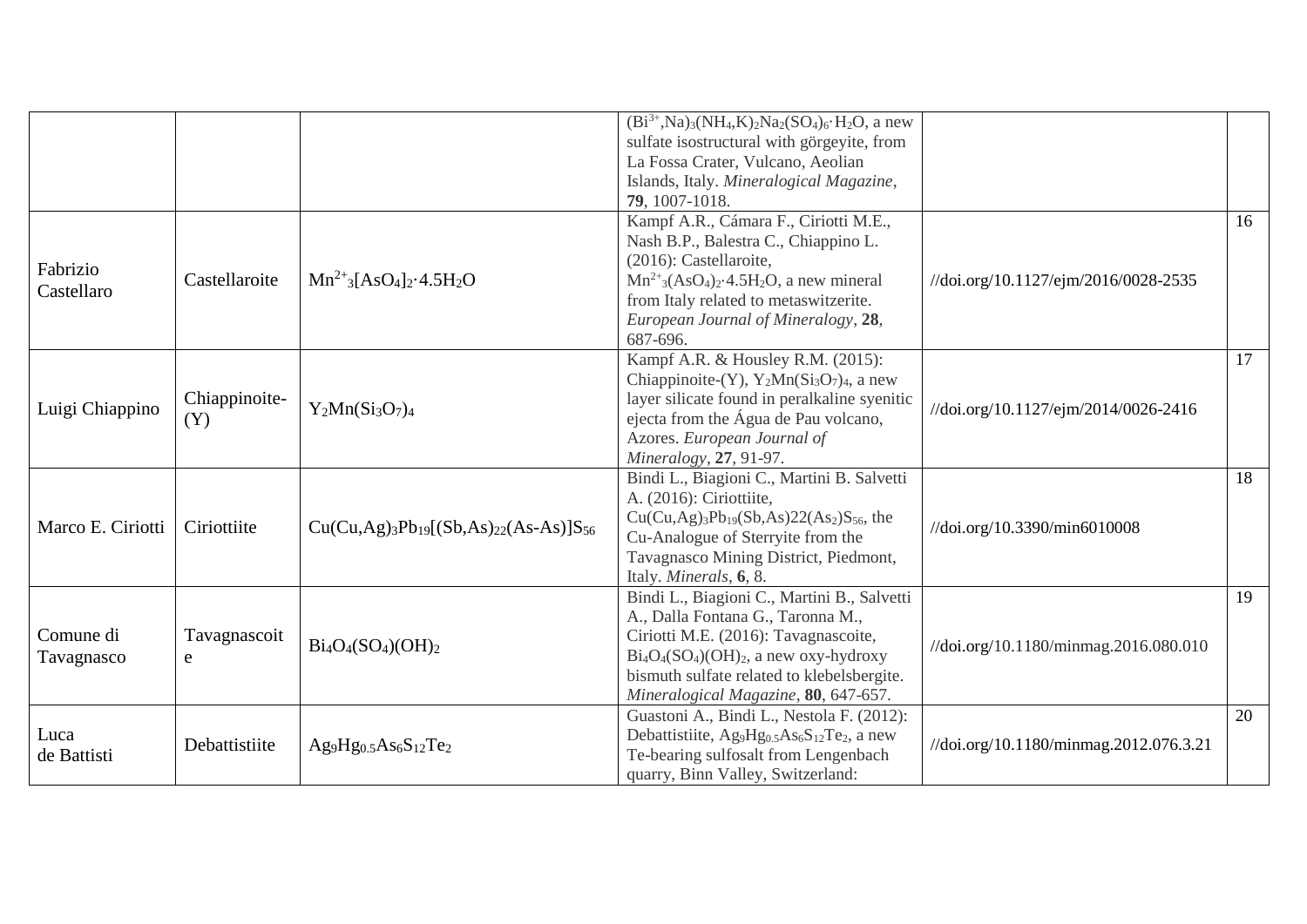| | | | | | |
|---|---|---|---|---|---|
| | | | $(Bi^{3+},Na)_3(NH_4,K)_2Na_2(SO_4)_6 \cdot H_2O$, a new sulfate isostructural with görgeyite, from La Fossa Crater, Vulcano, Aeolian Islands, Italy. *Mineralogical Magazine*, **79**, 1007-1018. | | |
| Fabrizio Castellaro | Castellaroite | $Mn^{2+}_3[AsO_4]_2 \cdot 4.5H_2O$ | Kampf A.R., Cámara F., Ciriotti M.E., Nash B.P., Balestra C., Chiappino L. (2016): Castellaroite, $Mn^{2+}_3(AsO_4)_2 \cdot 4.5H_2O$, a new mineral from Italy related to metaswitzerite. *European Journal of Mineralogy*, **28**, 687-696. | //doi.org/10.1127/ejm/2016/0028-2535 | 16 |
| Luigi Chiappino | Chiappinoite-(Y) | $Y_2Mn(Si_3O_7)_4$ | Kampf A.R. & Housley R.M. (2015): Chiappinoite-(Y), $Y_2Mn(Si_3O_7)_4$, a new layer silicate found in peralkaline syenitic ejecta from the Água de Pau volcano, Azores. *European Journal of Mineralogy*, **27**, 91-97. | //doi.org/10.1127/ejm/2014/0026-2416 | 17 |
| Marco E. Ciriotti | Ciriottiite | $Cu(Cu,Ag)_3Pb_{19}[(Sb,As)_{22}(As\text{-}As)]S_{56}$ | Bindi L., Biagioni C., Martini B. Salvetti A. (2016): Ciriottiite, $Cu(Cu,Ag)_3Pb_{19}(Sb,As)22(As_2)S_{56}$, the Cu-Analogue of Sterryite from the Tavagnasco Mining District, Piedmont, Italy. *Minerals*, **6**, 8. | //doi.org/10.3390/min6010008 | 18 |
| Comune di Tavagnasco | Tavagnascoite | $Bi_4O_4(SO_4)(OH)_2$ | Bindi L., Biagioni C., Martini B., Salvetti A., Dalla Fontana G., Taronna M., Ciriotti M.E. (2016): Tavagnascoite, $Bi_4O_4(SO_4)(OH)_2$, a new oxy-hydroxy bismuth sulfate related to klebelsbergite. *Mineralogical Magazine*, **80**, 647-657. | //doi.org/10.1180/minmag.2016.080.010 | 19 |
| Luca de Battisti | Debattistiite | $Ag_9Hg_{0.5}As_6S_{12}Te_2$ | Guastoni A., Bindi L., Nestola F. (2012): Debattistiite, $Ag_9Hg_{0.5}As_6S_{12}Te_2$, a new Te-bearing sulfosalt from Lengenbach quarry, Binn Valley, Switzerland: | //doi.org/10.1180/minmag.2012.076.3.21 | 20 |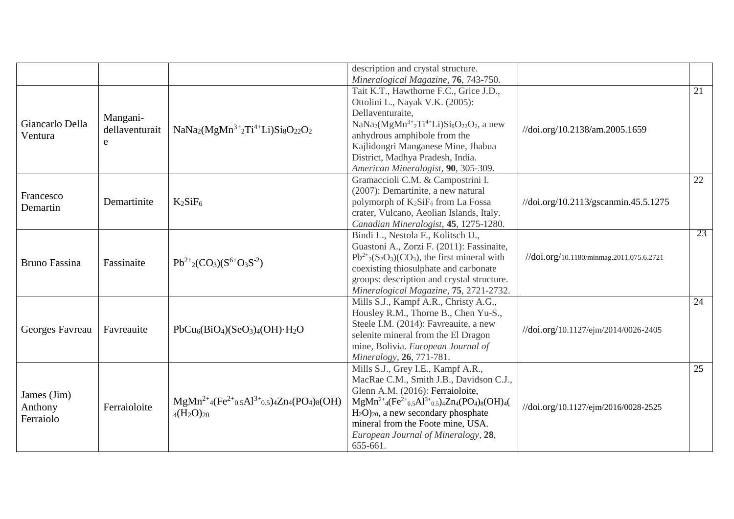| | | | | | |
|---|---|---|---|---|---|
| | | | description and crystal structure. *Mineralogical Magazine*, **76**, 743-750. | | |
| Giancarlo Della Ventura | Mangani-dellaventuraite | $NaNa_2(MgMn^{3+}_2Ti^{4+}Li)Si_8O_{22}O_2$ | Tait K.T., Hawthorne F.C., Grice J.D., Ottolini L., Nayak V.K. (2005): Dellaventuraite, $NaNa_2(MgMn^{3+}_2Ti^{4+}Li)Si_8O_{22}O_2$, a new anhydrous amphibole from the Kajlidongri Manganese Mine, Jhabua District, Madhya Pradesh, India. *American Mineralogist*, **90**, 305-309. | //doi.org/10.2138/am.2005.1659 | 21 |
| Francesco Demartin | Demartinite | $K_2SiF_6$ | Gramaccioli C.M. & Campostrini I. (2007): Demartinite, a new natural polymorph of $K_2SiF_6$ from La Fossa crater, Vulcano, Aeolian Islands, Italy. *Canadian Mineralogist*, **45**, 1275-1280. | //doi.org/10.2113/gscanmin.45.5.1275 | 22 |
| Bruno Fassina | Fassinaite | $Pb^{2+}_2(CO_3)(S^{6+}O_3S^{-2})$ | Bindi L., Nestola F., Kolitsch U., Guastoni A., Zorzi F. (2011): Fassinaite, $Pb^{2+}_2(S_2O_3)(CO_3)$, the first mineral with coexisting thiosulphate and carbonate groups: description and crystal structure. *Mineralogical Magazine*, **75**, 2721-2732. | //doi.org/10.1180/minmag.2011.075.6.2721 | 23 |
| Georges Favreau | Favreauite | $PbCu_6(BiO_4)(SeO_3)_4(OH)\cdot H_2O$ | Mills S.J., Kampf A.R., Christy A.G., Housley R.M., Thorne B., Chen Yu-S., Steele I.M. (2014): Favreauite, a new selenite mineral from the El Dragon mine, Bolivia. *European Journal of Mineralogy*, **26**, 771-781. | //doi.org/10.1127/ejm/2014/0026-2405 | 24 |
| James (Jim) Anthony Ferraiolo | Ferraioloite | $MgMn^{2+}_4(Fe^{2+}_{0.5}Al^{3+}_{0.5})_4Zn_4(PO_4)_8(OH)_4(H_2O)_{20}$ | Mills S.J., Grey I.E., Kampf A.R., MacRae C.M., Smith J.B., Davidson C.J., Glenn A.M. (2016): Ferraioloite, $MgMn^{2+}_4(Fe^{2+}_{0.5}Al^{3+}_{0.5})_4Zn_4(PO_4)_8(OH)_4(H_2O)_{20}$, a new secondary phosphate mineral from the Foote mine, USA. *European Journal of Mineralogy*, **28**, 655-661. | //doi.org/10.1127/ejm/2016/0028-2525 | 25 |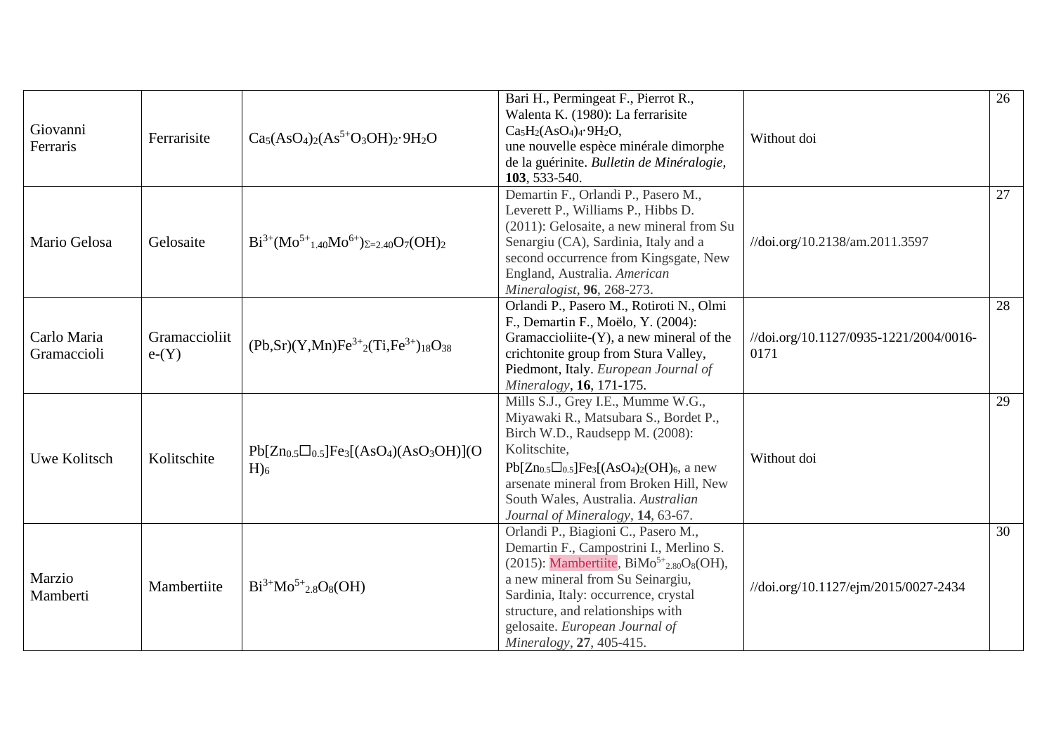| | | | | | |
|---|---|---|---|---|---|
| Giovanni Ferraris | Ferrarisite | $Ca_5(AsO_4)_2(As^{5+}O_3OH)_2 \cdot 9H_2O$ | Bari H., Permingeat F., Pierrot R., Walenta K. (1980): La ferrarisite $Ca_5H_2(AsO_4)_4 \cdot 9H_2O$, une nouvelle espèce minérale dimorphe de la guérinite. *Bulletin de Minéralogie*, **103**, 533-540. | Without doi | 26 |
| Mario Gelosa | Gelosaite | $Bi^{3+}(Mo^{5+}_{1.40}Mo^{6+})_{\Sigma=2.40}O_7(OH)_2$ | Demartin F., Orlandi P., Pasero M., Leverett P., Williams P., Hibbs D. (2011): Gelosaite, a new mineral from Su Senargiu (CA), Sardinia, Italy and a second occurrence from Kingsgate, New England, Australia. *American Mineralogist*, **96**, 268-273. | //doi.org/10.2138/am.2011.3597 | 27 |
| Carlo Maria Gramaccioli | Gramaccioliite-(Y) | $(Pb,Sr)(Y,Mn)Fe^{3+}_2(Ti,Fe^{3+})_{18}O_{38}$ | Orlandi P., Pasero M., Rotiroti N., Olmi F., Demartin F., Moëlo, Y. (2004): Gramaccioliite-(Y), a new mineral of the crichtonite group from Stura Valley, Piedmont, Italy. *European Journal of Mineralogy*, **16**, 171-175. | //doi.org/10.1127/0935-1221/2004/0016-0171 | 28 |
| Uwe Kolitsch | Kolitschite | $Pb[Zn_{0.5}\square_{0.5}]Fe_3[(AsO_4)(AsO_3OH)](OH)_6$ | Mills S.J., Grey I.E., Mumme W.G., Miyawaki R., Matsubara S., Bordet P., Birch W.D., Raudsepp M. (2008): Kolitschite, $Pb[Zn_{0.5}\square_{0.5}]Fe_3(AsO_4)_2(OH)_6$, a new arsenate mineral from Broken Hill, New South Wales, Australia. *Australian Journal of Mineralogy*, **14**, 63-67. | Without doi | 29 |
| Marzio Mamberti | Mambertiite | $Bi^{3+}Mo^{5+}_{2.8}O_8(OH)$ | Orlandi P., Biagioni C., Pasero M., Demartin F., Campostrini I., Merlino S. (2015): Mambertiite, $BiMo^{5+}_{2.80}O_8(OH)$, a new mineral from Su Seinargiu, Sardinia, Italy: occurrence, crystal structure, and relationships with gelosaite. *European Journal of Mineralogy*, **27**, 405-415. | //doi.org/10.1127/ejm/2015/0027-2434 | 30 |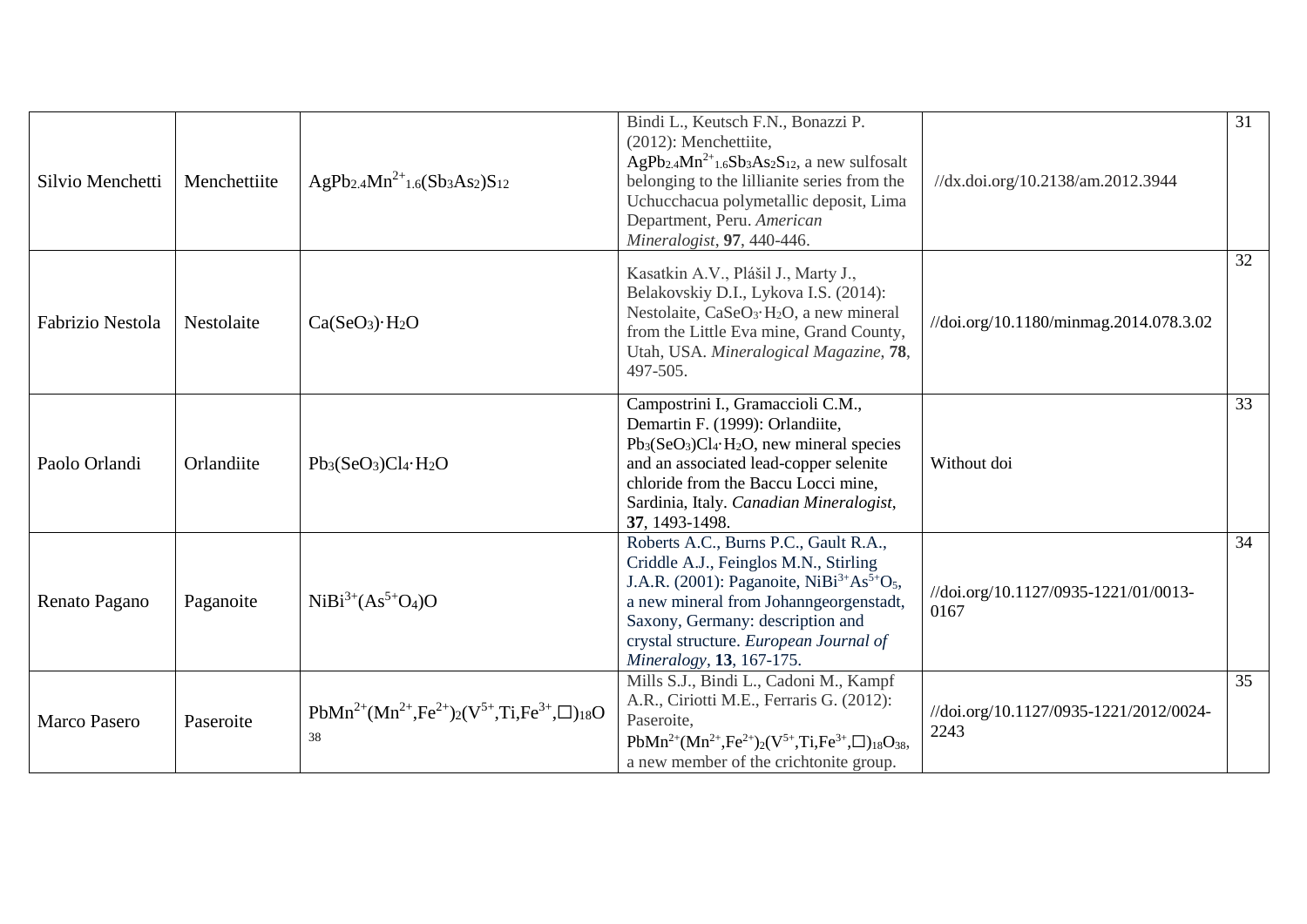| | | | | | |
|---|---|---|---|---|---|
| Silvio Menchetti | Menchettiite | $AgPb_{2.4}Mn^{2+}_{1.6}(Sb_3As_2)S_{12}$ | Bindi L., Keutsch F.N., Bonazzi P. (2012): Menchettiite, $AgPb_{2.4}Mn^{2+}_{1.6}Sb_3As_2S_{12}$, a new sulfosalt belonging to the lillianite series from the Uchucchacua polymetallic deposit, Lima Department, Peru. *American Mineralogist*, **97**, 440-446. | //dx.doi.org/10.2138/am.2012.3944 | 31 |
| Fabrizio Nestola | Nestolaite | $Ca(SeO_3)\cdot H_2O$ | Kasatkin A.V., Plášil J., Marty J., Belakovskiy D.I., Lykova I.S. (2014): Nestolaite, $CaSeO_3\cdot H_2O$, a new mineral from the Little Eva mine, Grand County, Utah, USA. *Mineralogical Magazine*, **78**, 497-505. | //doi.org/10.1180/minmag.2014.078.3.02 | 32 |
| Paolo Orlandi | Orlandiite | $Pb_3(SeO_3)Cl_4\cdot H_2O$ | Campostrini I., Gramaccioli C.M., Demartin F. (1999): Orlandiite, $Pb_3(SeO_3)Cl_4\cdot H_2O$, new mineral species and an associated lead-copper selenite chloride from the Baccu Locci mine, Sardinia, Italy. *Canadian Mineralogist*, **37**, 1493-1498. | Without doi | 33 |
| Renato Pagano | Paganoite | $NiBi^{3+}(As^{5+}O_4)O$ | Roberts A.C., Burns P.C., Gault R.A., Criddle A.J., Feinglos M.N., Stirling J.A.R. (2001): Paganoite, $NiBi^{3+}As^{5+}O_5$, a new mineral from Johanngeorgenstadt, Saxony, Germany: description and crystal structure. *European Journal of Mineralogy*, **13**, 167-175. | //doi.org/10.1127/0935-1221/01/0013-0167 | 34 |
| Marco Pasero | Paseroite | $PbMn^{2+}(Mn^{2+},Fe^{2+})_2(V^{5+},Ti,Fe^{3+},\square)_{18}O_{38}$ | Mills S.J., Bindi L., Cadoni M., Kampf A.R., Ciriotti M.E., Ferraris G. (2012): Paseroite, $PbMn^{2+}(Mn^{2+},Fe^{2+})_2(V^{5+},Ti,Fe^{3+},\square)_{18}O_{38}$, a new member of the crichtonite group. | //doi.org/10.1127/0935-1221/2012/0024-2243 | 35 |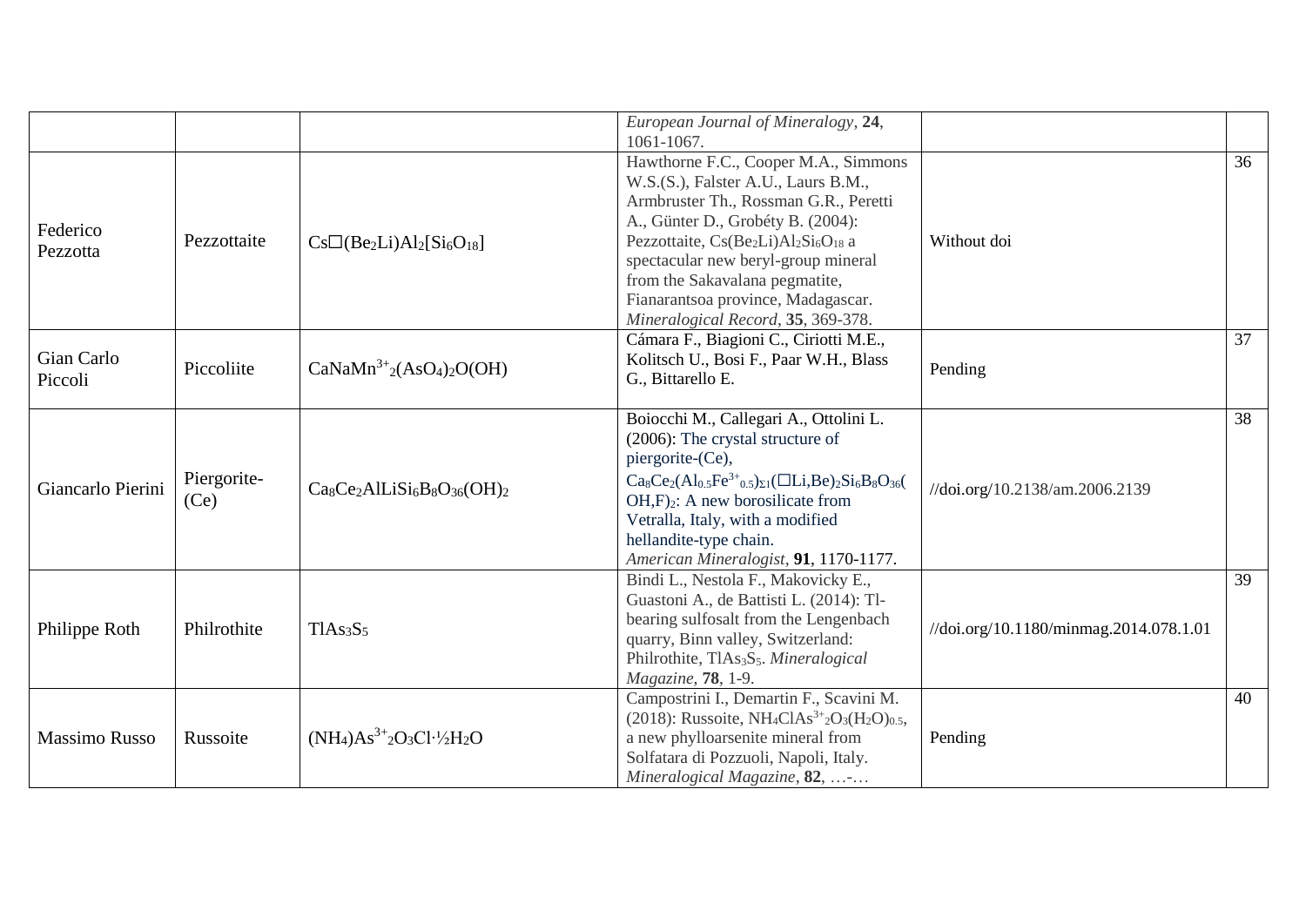| | | | | | |
|---|---|---|---|---|---|
| | | | *European Journal of Mineralogy*, **24**, 1061-1067. | | |
| Federico Pezzotta | Pezzottaite | $Cs\square(Be_2Li)Al_2[Si_6O_{18}]$ | Hawthorne F.C., Cooper M.A., Simmons W.S.(S.), Falster A.U., Laurs B.M., Armbruster Th., Rossman G.R., Peretti A., Günter D., Grobéty B. (2004): Pezzottaite, $Cs(Be_2Li)Al_2Si_6O_{18}$ a spectacular new beryl-group mineral from the Sakavalana pegmatite, Fianarantsoa province, Madagascar. *Mineralogical Record*, **35**, 369-378. | Without doi | 36 |
| Gian Carlo Piccoli | Piccoliite | $CaNaMn^{3+}_2(AsO_4)_2O(OH)$ | Cámara F., Biagioni C., Ciriotti M.E., Kolitsch U., Bosi F., Paar W.H., Blass G., Bittarello E. | Pending | 37 |
| Giancarlo Pierini | Piergorite-(Ce) | $Ca_8Ce_2AlLiSi_6B_8O_{36}(OH)_2$ | Boiocchi M., Callegari A., Ottolini L. (2006): The crystal structure of piergorite-(Ce), $Ca_8Ce_2(Al_{0.5}Fe^{3+}_{0.5})_{\Sigma1}(\square Li,Be)_2Si_6B_8O_{36}(OH,F)_2$: A new borosilicate from Vetralla, Italy, with a modified hellandite-type chain. *American Mineralogist*, **91**, 1170-1177. | //doi.org/10.2138/am.2006.2139 | 38 |
| Philippe Roth | Philrothite | $TlAs_3S_5$ | Bindi L., Nestola F., Makovicky E., Guastoni A., de Battisti L. (2014): Tl-bearing sulfosalt from the Lengenbach quarry, Binn valley, Switzerland: Philrothite, $TlAs_3S_5$. *Mineralogical Magazine*, **78**, 1-9. | //doi.org/10.1180/minmag.2014.078.1.01 | 39 |
| Massimo Russo | Russoite | $(NH_4)As^{3+}_2O_3Cl{\cdot}\frac{1}{2}H_2O$ | Campostrini I., Demartin F., Scavini M. (2018): Russoite, $NH_4ClAs^{3+}_2O_3(H_2O)_{0.5}$, a new phylloarsenite mineral from Solfatara di Pozzuoli, Napoli, Italy. *Mineralogical Magazine*, **82**, …-… | Pending | 40 |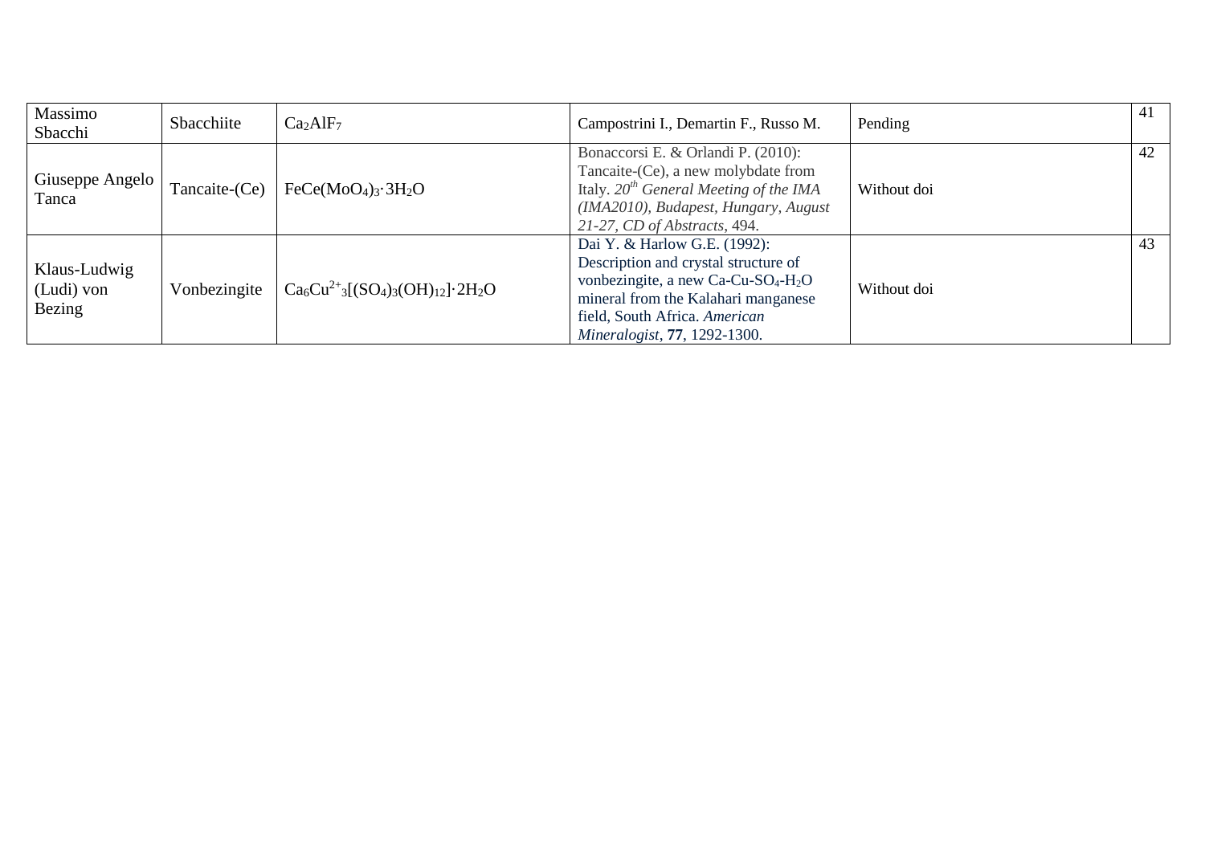| | | | | | |
|---|---|---|---|---|---|
| Massimo Sbacchi | Sbacchiite | $Ca_2AlF_7$ | Campostrini I., Demartin F., Russo M. | Pending | 41 |
| Giuseppe Angelo Tanca | Tancaite-(Ce) | $FeCe(MoO_4)_3{\cdot}3H_2O$ | Bonaccorsi E. & Orlandi P. (2010): Tancaite-(Ce), a new molybdate from Italy. *20th General Meeting of the IMA (IMA2010), Budapest, Hungary, August 21-27, CD of Abstracts*, 494. | Without doi | 42 |
| Klaus-Ludwig (Ludi) von Bezing | Vonbezingite | $Ca_6Cu^{2+}_3[(SO_4)_3(OH)_{12}]{\cdot}2H_2O$ | Dai Y. & Harlow G.E. (1992): Description and crystal structure of vonbezingite, a new Ca-Cu-$SO_4$-$H_2O$ mineral from the Kalahari manganese field, South Africa. *American Mineralogist*, **77**, 1292-1300. | Without doi | 43 |